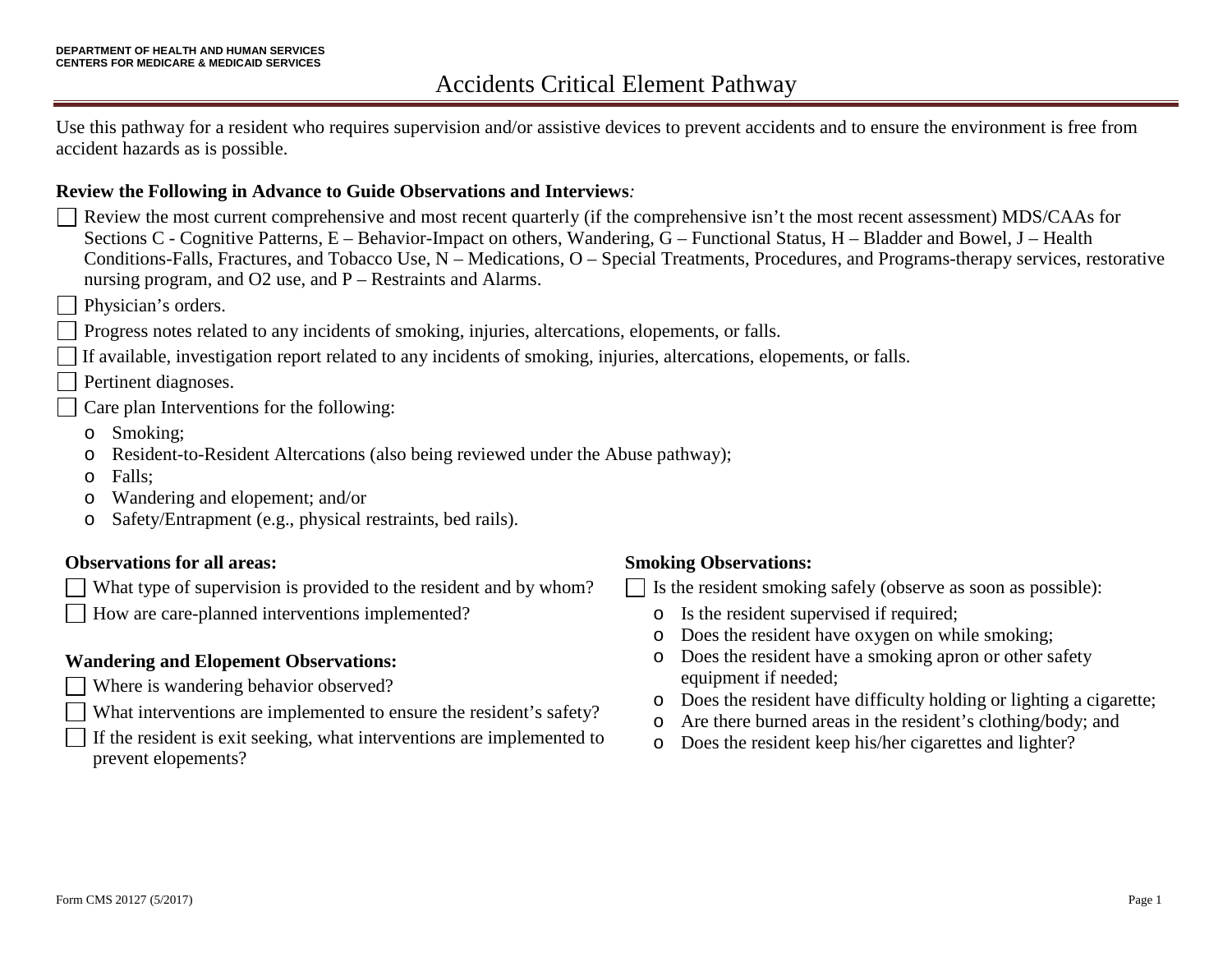DEPARTMENT OF HEALTH AND HUMAN SERVICES
CENTERS FOR MEDICARE & MEDICAID SERVICES

# Accidents Critical Element Pathway

Use this pathway for a resident who requires supervision and/or assistive devices to prevent accidents and to ensure the environment is free from accident hazards as is possible.

**Review the Following in Advance to Guide Observations and Interviews***:*

- ☐ Review the most current comprehensive and most recent quarterly (if the comprehensive isn't the most recent assessment) MDS/CAAs for Sections C - Cognitive Patterns, E – Behavior-Impact on others, Wandering, G – Functional Status, H – Bladder and Bowel, J – Health Conditions-Falls, Fractures, and Tobacco Use, N – Medications, O – Special Treatments, Procedures, and Programs-therapy services, restorative nursing program, and O2 use, and P – Restraints and Alarms.
- ☐ Physician's orders.
- ☐ Progress notes related to any incidents of smoking, injuries, altercations, elopements, or falls.
- ☐ If available, investigation report related to any incidents of smoking, injuries, altercations, elopements, or falls.
- ☐ Pertinent diagnoses.
- ☐ Care plan Interventions for the following:
  - Smoking;
  - Resident-to-Resident Altercations (also being reviewed under the Abuse pathway);
  - Falls;
  - Wandering and elopement; and/or
  - Safety/Entrapment (e.g., physical restraints, bed rails).

**Observations for all areas:**

- ☐ What type of supervision is provided to the resident and by whom?
- ☐ How are care-planned interventions implemented?

**Wandering and Elopement Observations:**

- ☐ Where is wandering behavior observed?
- ☐ What interventions are implemented to ensure the resident's safety?
- ☐ If the resident is exit seeking, what interventions are implemented to prevent elopements?

**Smoking Observations:**

- ☐ Is the resident smoking safely (observe as soon as possible):
  - Is the resident supervised if required;
  - Does the resident have oxygen on while smoking;
  - Does the resident have a smoking apron or other safety equipment if needed;
  - Does the resident have difficulty holding or lighting a cigarette;
  - Are there burned areas in the resident's clothing/body; and
  - Does the resident keep his/her cigarettes and lighter?

Form CMS 20127 (5/2017)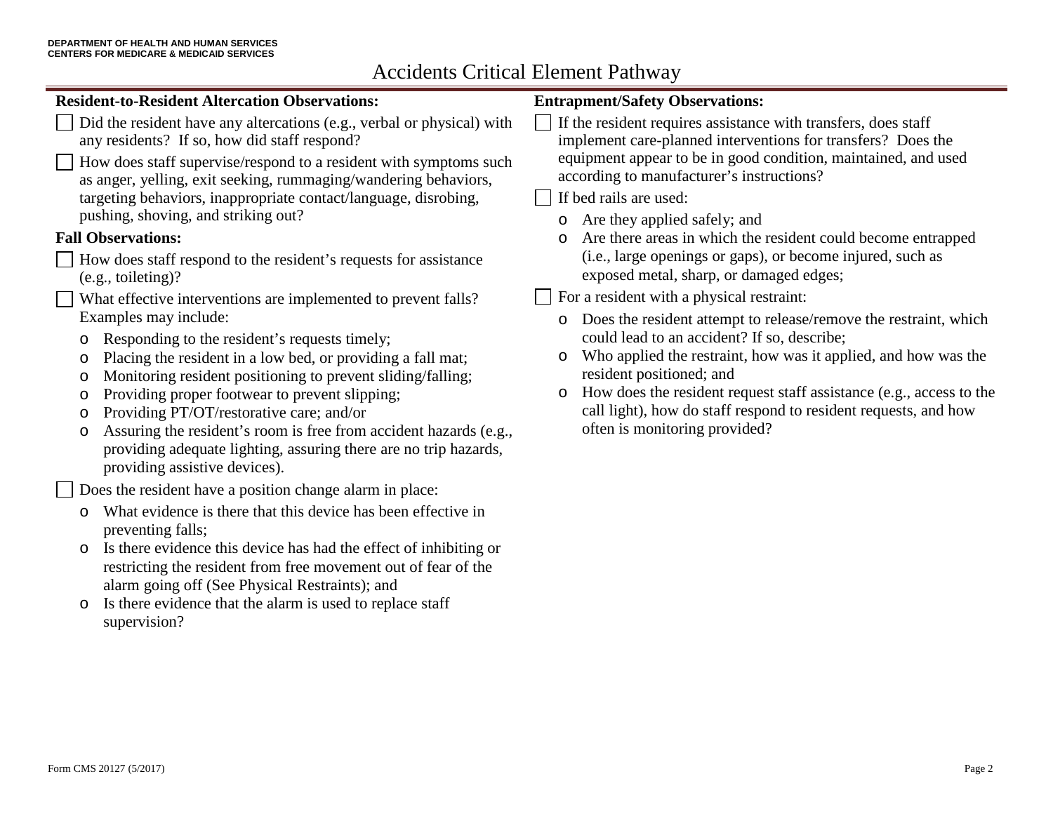# Accidents Critical Element Pathway

**Resident-to-Resident Altercation Observations:**

- [ ] Did the resident have any altercations (e.g., verbal or physical) with any residents? If so, how did staff respond?
- [ ] How does staff supervise/respond to a resident with symptoms such as anger, yelling, exit seeking, rummaging/wandering behaviors, targeting behaviors, inappropriate contact/language, disrobing, pushing, shoving, and striking out?

**Fall Observations:**

- [ ] How does staff respond to the resident's requests for assistance (e.g., toileting)?
- [ ] What effective interventions are implemented to prevent falls? Examples may include:
  - Responding to the resident's requests timely;
  - Placing the resident in a low bed, or providing a fall mat;
  - Monitoring resident positioning to prevent sliding/falling;
  - Providing proper footwear to prevent slipping;
  - Providing PT/OT/restorative care; and/or
  - Assuring the resident's room is free from accident hazards (e.g., providing adequate lighting, assuring there are no trip hazards, providing assistive devices).
- [ ] Does the resident have a position change alarm in place:
  - What evidence is there that this device has been effective in preventing falls;
  - Is there evidence this device has had the effect of inhibiting or restricting the resident from free movement out of fear of the alarm going off (See Physical Restraints); and
  - Is there evidence that the alarm is used to replace staff supervision?

**Entrapment/Safety Observations:**

- [ ] If the resident requires assistance with transfers, does staff implement care-planned interventions for transfers? Does the equipment appear to be in good condition, maintained, and used according to manufacturer's instructions?
- [ ] If bed rails are used:
  - Are they applied safely; and
  - Are there areas in which the resident could become entrapped (i.e., large openings or gaps), or become injured, such as exposed metal, sharp, or damaged edges;
- [ ] For a resident with a physical restraint:
  - Does the resident attempt to release/remove the restraint, which could lead to an accident? If so, describe;
  - Who applied the restraint, how was it applied, and how was the resident positioned; and
  - How does the resident request staff assistance (e.g., access to the call light), how do staff respond to resident requests, and how often is monitoring provided?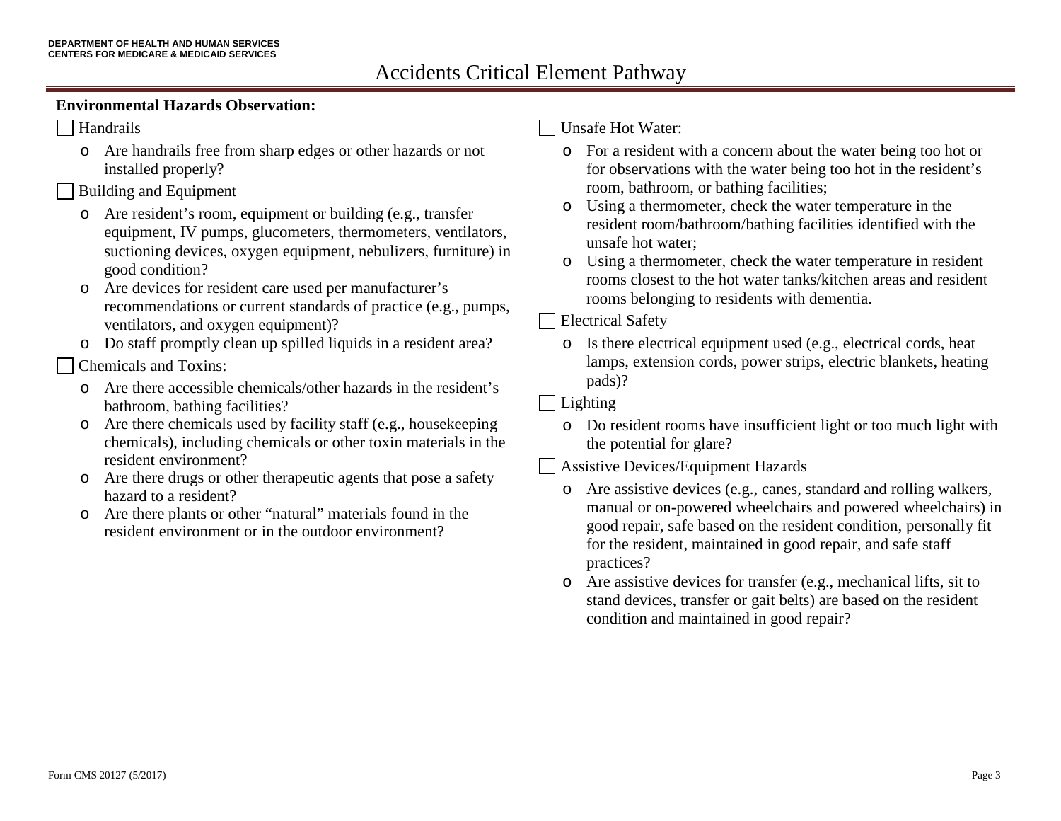# Accidents Critical Element Pathway

**Environmental Hazards Observation:**

☐ Handrails

- Are handrails free from sharp edges or other hazards or not installed properly?

☐ Building and Equipment

- Are resident's room, equipment or building (e.g., transfer equipment, IV pumps, glucometers, thermometers, ventilators, suctioning devices, oxygen equipment, nebulizers, furniture) in good condition?
- Are devices for resident care used per manufacturer's recommendations or current standards of practice (e.g., pumps, ventilators, and oxygen equipment)?
- Do staff promptly clean up spilled liquids in a resident area?

☐ Chemicals and Toxins:

- Are there accessible chemicals/other hazards in the resident's bathroom, bathing facilities?
- Are there chemicals used by facility staff (e.g., housekeeping chemicals), including chemicals or other toxin materials in the resident environment?
- Are there drugs or other therapeutic agents that pose a safety hazard to a resident?
- Are there plants or other "natural" materials found in the resident environment or in the outdoor environment?

☐ Unsafe Hot Water:

- For a resident with a concern about the water being too hot or for observations with the water being too hot in the resident's room, bathroom, or bathing facilities;
- Using a thermometer, check the water temperature in the resident room/bathroom/bathing facilities identified with the unsafe hot water;
- Using a thermometer, check the water temperature in resident rooms closest to the hot water tanks/kitchen areas and resident rooms belonging to residents with dementia.

☐ Electrical Safety

- Is there electrical equipment used (e.g., electrical cords, heat lamps, extension cords, power strips, electric blankets, heating pads)?

☐ Lighting

- Do resident rooms have insufficient light or too much light with the potential for glare?

☐ Assistive Devices/Equipment Hazards

- Are assistive devices (e.g., canes, standard and rolling walkers, manual or on-powered wheelchairs and powered wheelchairs) in good repair, safe based on the resident condition, personally fit for the resident, maintained in good repair, and safe staff practices?
- Are assistive devices for transfer (e.g., mechanical lifts, sit to stand devices, transfer or gait belts) are based on the resident condition and maintained in good repair?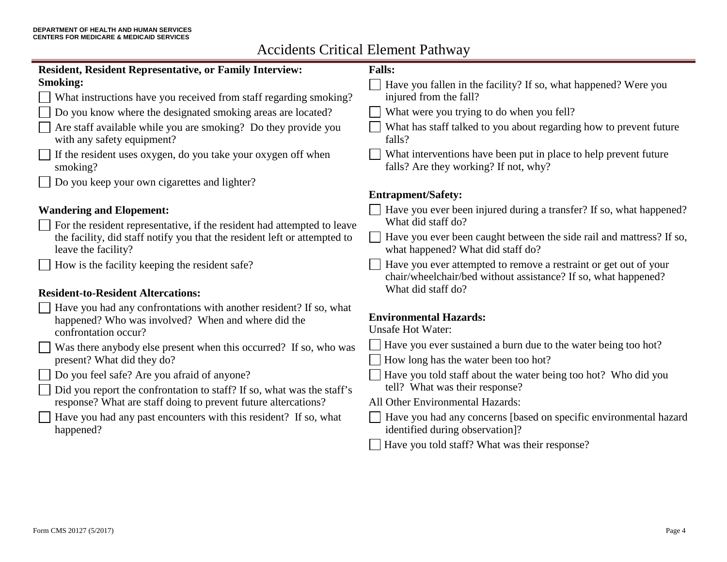# Accidents Critical Element Pathway

**Resident, Resident Representative, or Family Interview:**

**Smoking:**

- [ ] What instructions have you received from staff regarding smoking?
- [ ] Do you know where the designated smoking areas are located?
- [ ] Are staff available while you are smoking? Do they provide you with any safety equipment?
- [ ] If the resident uses oxygen, do you take your oxygen off when smoking?
- [ ] Do you keep your own cigarettes and lighter?

**Wandering and Elopement:**

- [ ] For the resident representative, if the resident had attempted to leave the facility, did staff notify you that the resident left or attempted to leave the facility?
- [ ] How is the facility keeping the resident safe?

**Resident-to-Resident Altercations:**

- [ ] Have you had any confrontations with another resident? If so, what happened? Who was involved? When and where did the confrontation occur?
- [ ] Was there anybody else present when this occurred? If so, who was present? What did they do?
- [ ] Do you feel safe? Are you afraid of anyone?
- [ ] Did you report the confrontation to staff? If so, what was the staff's response? What are staff doing to prevent future altercations?
- [ ] Have you had any past encounters with this resident? If so, what happened?

**Falls:**

- [ ] Have you fallen in the facility? If so, what happened? Were you injured from the fall?
- [ ] What were you trying to do when you fell?
- [ ] What has staff talked to you about regarding how to prevent future falls?
- [ ] What interventions have been put in place to help prevent future falls? Are they working? If not, why?

**Entrapment/Safety:**

- [ ] Have you ever been injured during a transfer? If so, what happened? What did staff do?
- [ ] Have you ever been caught between the side rail and mattress? If so, what happened? What did staff do?
- [ ] Have you ever attempted to remove a restraint or get out of your chair/wheelchair/bed without assistance? If so, what happened? What did staff do?

**Environmental Hazards:**

Unsafe Hot Water:

- [ ] Have you ever sustained a burn due to the water being too hot?
- [ ] How long has the water been too hot?
- [ ] Have you told staff about the water being too hot? Who did you tell? What was their response?

All Other Environmental Hazards:

- [ ] Have you had any concerns [based on specific environmental hazard identified during observation]?
- [ ] Have you told staff? What was their response?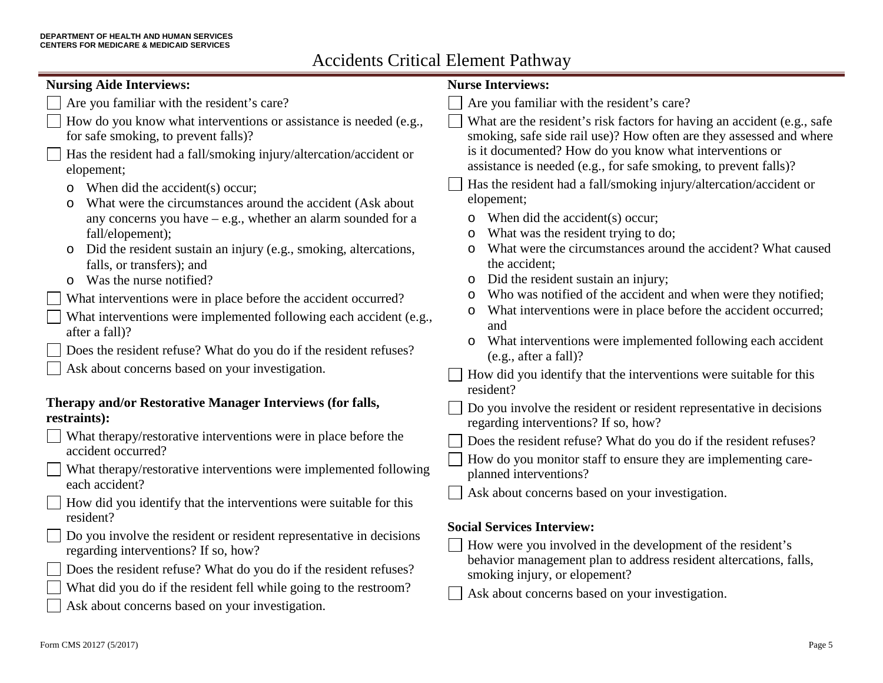# Accidents Critical Element Pathway

**Nursing Aide Interviews:**

- [ ] Are you familiar with the resident's care?
- [ ] How do you know what interventions or assistance is needed (e.g., for safe smoking, to prevent falls)?
- [ ] Has the resident had a fall/smoking injury/altercation/accident or elopement;
  - When did the accident(s) occur;
  - What were the circumstances around the accident (Ask about any concerns you have – e.g., whether an alarm sounded for a fall/elopement);
  - Did the resident sustain an injury (e.g., smoking, altercations, falls, or transfers); and
  - Was the nurse notified?
- [ ] What interventions were in place before the accident occurred?
- [ ] What interventions were implemented following each accident (e.g., after a fall)?
- [ ] Does the resident refuse? What do you do if the resident refuses?
- [ ] Ask about concerns based on your investigation.

**Therapy and/or Restorative Manager Interviews (for falls, restraints):**

- [ ] What therapy/restorative interventions were in place before the accident occurred?
- [ ] What therapy/restorative interventions were implemented following each accident?
- [ ] How did you identify that the interventions were suitable for this resident?
- [ ] Do you involve the resident or resident representative in decisions regarding interventions? If so, how?
- [ ] Does the resident refuse? What do you do if the resident refuses?
- [ ] What did you do if the resident fell while going to the restroom?
- [ ] Ask about concerns based on your investigation.

**Nurse Interviews:**

- [ ] Are you familiar with the resident's care?
- [ ] What are the resident's risk factors for having an accident (e.g., safe smoking, safe side rail use)? How often are they assessed and where is it documented? How do you know what interventions or assistance is needed (e.g., for safe smoking, to prevent falls)?
- [ ] Has the resident had a fall/smoking injury/altercation/accident or elopement;
  - When did the accident(s) occur;
  - What was the resident trying to do;
  - What were the circumstances around the accident? What caused the accident;
  - Did the resident sustain an injury;
  - Who was notified of the accident and when were they notified;
  - What interventions were in place before the accident occurred; and
  - What interventions were implemented following each accident (e.g., after a fall)?
- [ ] How did you identify that the interventions were suitable for this resident?
- [ ] Do you involve the resident or resident representative in decisions regarding interventions? If so, how?
- [ ] Does the resident refuse? What do you do if the resident refuses?
- [ ] How do you monitor staff to ensure they are implementing care-planned interventions?
- [ ] Ask about concerns based on your investigation.

**Social Services Interview:**

- [ ] How were you involved in the development of the resident's behavior management plan to address resident altercations, falls, smoking injury, or elopement?
- [ ] Ask about concerns based on your investigation.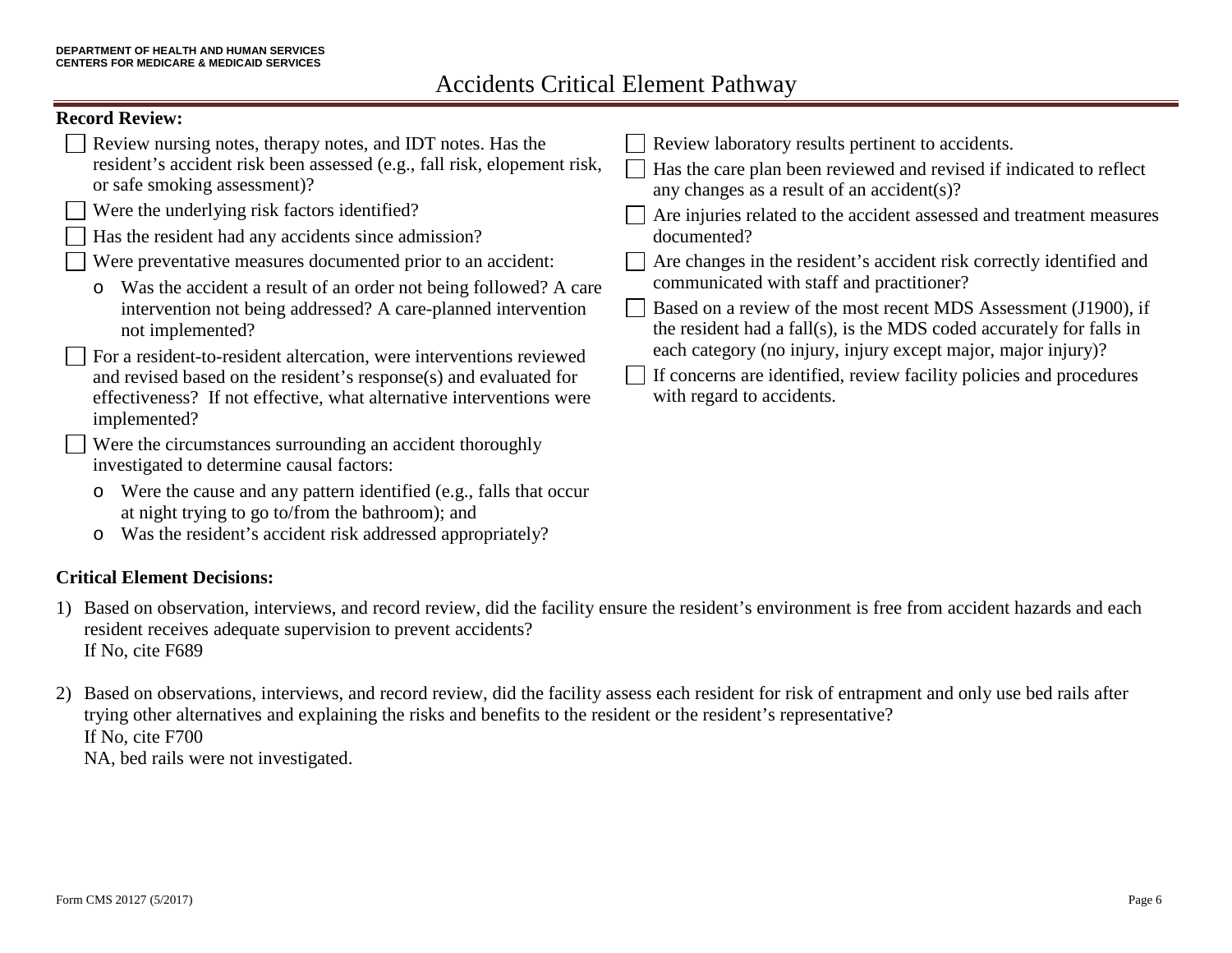# Accidents Critical Element Pathway

**Record Review:**

- ☐ Review nursing notes, therapy notes, and IDT notes. Has the resident's accident risk been assessed (e.g., fall risk, elopement risk, or safe smoking assessment)?
- ☐ Were the underlying risk factors identified?
- ☐ Has the resident had any accidents since admission?
- ☐ Were preventative measures documented prior to an accident:
  - Was the accident a result of an order not being followed? A care intervention not being addressed? A care-planned intervention not implemented?
- ☐ For a resident-to-resident altercation, were interventions reviewed and revised based on the resident's response(s) and evaluated for effectiveness? If not effective, what alternative interventions were implemented?
- ☐ Were the circumstances surrounding an accident thoroughly investigated to determine causal factors:
  - Were the cause and any pattern identified (e.g., falls that occur at night trying to go to/from the bathroom); and
  - Was the resident's accident risk addressed appropriately?
- ☐ Review laboratory results pertinent to accidents.
- ☐ Has the care plan been reviewed and revised if indicated to reflect any changes as a result of an accident(s)?
- ☐ Are injuries related to the accident assessed and treatment measures documented?
- ☐ Are changes in the resident's accident risk correctly identified and communicated with staff and practitioner?
- ☐ Based on a review of the most recent MDS Assessment (J1900), if the resident had a fall(s), is the MDS coded accurately for falls in each category (no injury, injury except major, major injury)?
- ☐ If concerns are identified, review facility policies and procedures with regard to accidents.

**Critical Element Decisions:**

1) Based on observation, interviews, and record review, did the facility ensure the resident's environment is free from accident hazards and each resident receives adequate supervision to prevent accidents?
   If No, cite F689

2) Based on observations, interviews, and record review, did the facility assess each resident for risk of entrapment and only use bed rails after trying other alternatives and explaining the risks and benefits to the resident or the resident's representative?
   If No, cite F700
   NA, bed rails were not investigated.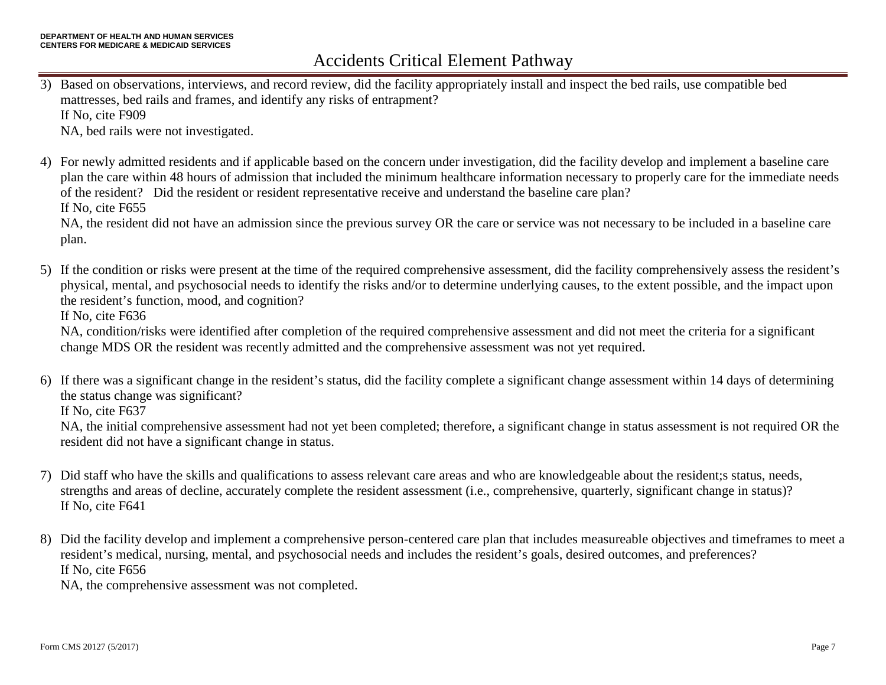# Accidents Critical Element Pathway

3) Based on observations, interviews, and record review, did the facility appropriately install and inspect the bed rails, use compatible bed mattresses, bed rails and frames, and identify any risks of entrapment?
   If No, cite F909
   NA, bed rails were not investigated.

4) For newly admitted residents and if applicable based on the concern under investigation, did the facility develop and implement a baseline care plan the care within 48 hours of admission that included the minimum healthcare information necessary to properly care for the immediate needs of the resident? Did the resident or resident representative receive and understand the baseline care plan?
   If No, cite F655
   NA, the resident did not have an admission since the previous survey OR the care or service was not necessary to be included in a baseline care plan.

5) If the condition or risks were present at the time of the required comprehensive assessment, did the facility comprehensively assess the resident's physical, mental, and psychosocial needs to identify the risks and/or to determine underlying causes, to the extent possible, and the impact upon the resident's function, mood, and cognition?
   If No, cite F636
   NA, condition/risks were identified after completion of the required comprehensive assessment and did not meet the criteria for a significant change MDS OR the resident was recently admitted and the comprehensive assessment was not yet required.

6) If there was a significant change in the resident's status, did the facility complete a significant change assessment within 14 days of determining the status change was significant?
   If No, cite F637
   NA, the initial comprehensive assessment had not yet been completed; therefore, a significant change in status assessment is not required OR the resident did not have a significant change in status.

7) Did staff who have the skills and qualifications to assess relevant care areas and who are knowledgeable about the resident;s status, needs, strengths and areas of decline, accurately complete the resident assessment (i.e., comprehensive, quarterly, significant change in status)?
   If No, cite F641

8) Did the facility develop and implement a comprehensive person-centered care plan that includes measureable objectives and timeframes to meet a resident's medical, nursing, mental, and psychosocial needs and includes the resident's goals, desired outcomes, and preferences?
   If No, cite F656
   NA, the comprehensive assessment was not completed.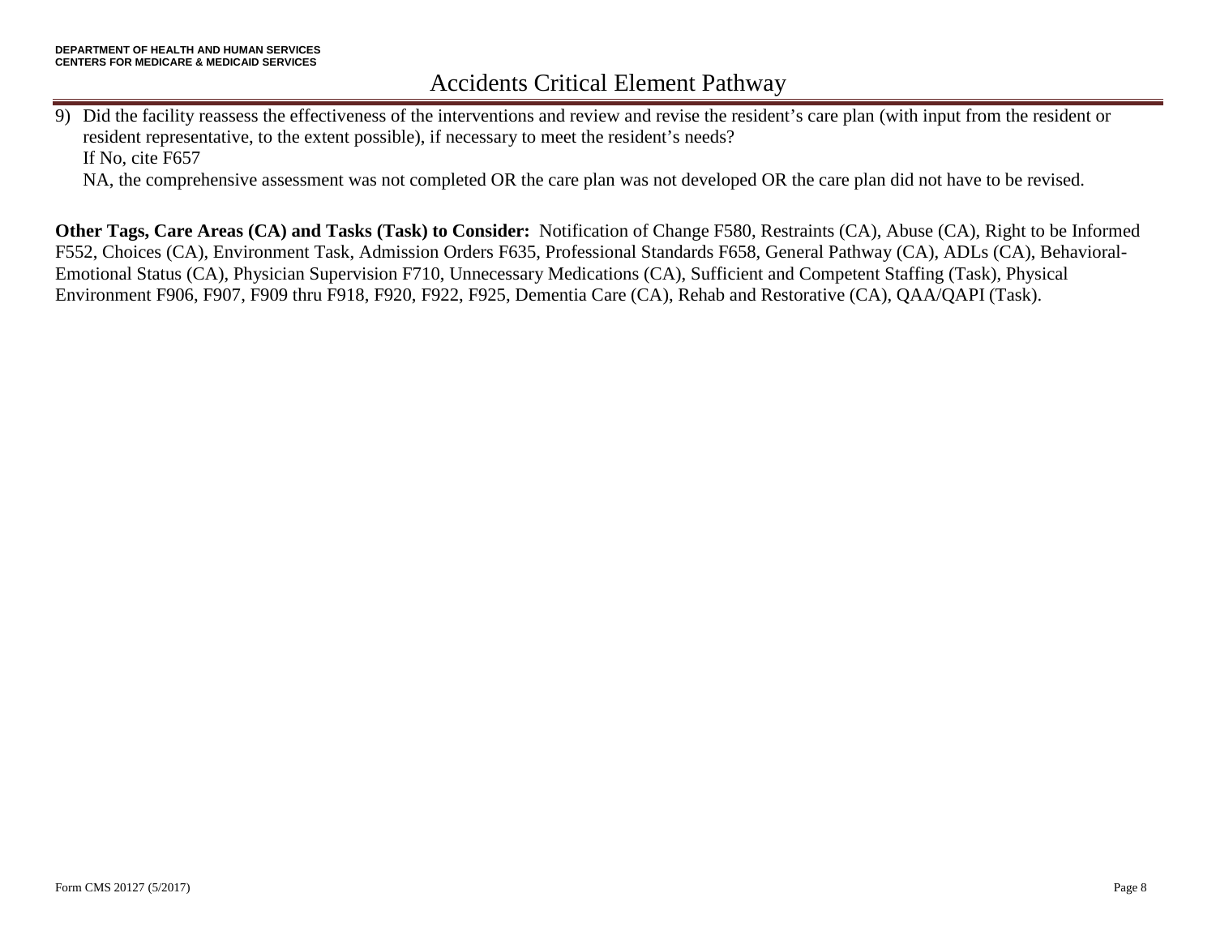9) Did the facility reassess the effectiveness of the interventions and review and revise the resident's care plan (with input from the resident or resident representative, to the extent possible), if necessary to meet the resident's needs?
   If No, cite F657
   NA, the comprehensive assessment was not completed OR the care plan was not developed OR the care plan did not have to be revised.

**Other Tags, Care Areas (CA) and Tasks (Task) to Consider:** Notification of Change F580, Restraints (CA), Abuse (CA), Right to be Informed F552, Choices (CA), Environment Task, Admission Orders F635, Professional Standards F658, General Pathway (CA), ADLs (CA), Behavioral-Emotional Status (CA), Physician Supervision F710, Unnecessary Medications (CA), Sufficient and Competent Staffing (Task), Physical Environment F906, F907, F909 thru F918, F920, F922, F925, Dementia Care (CA), Rehab and Restorative (CA), QAA/QAPI (Task).